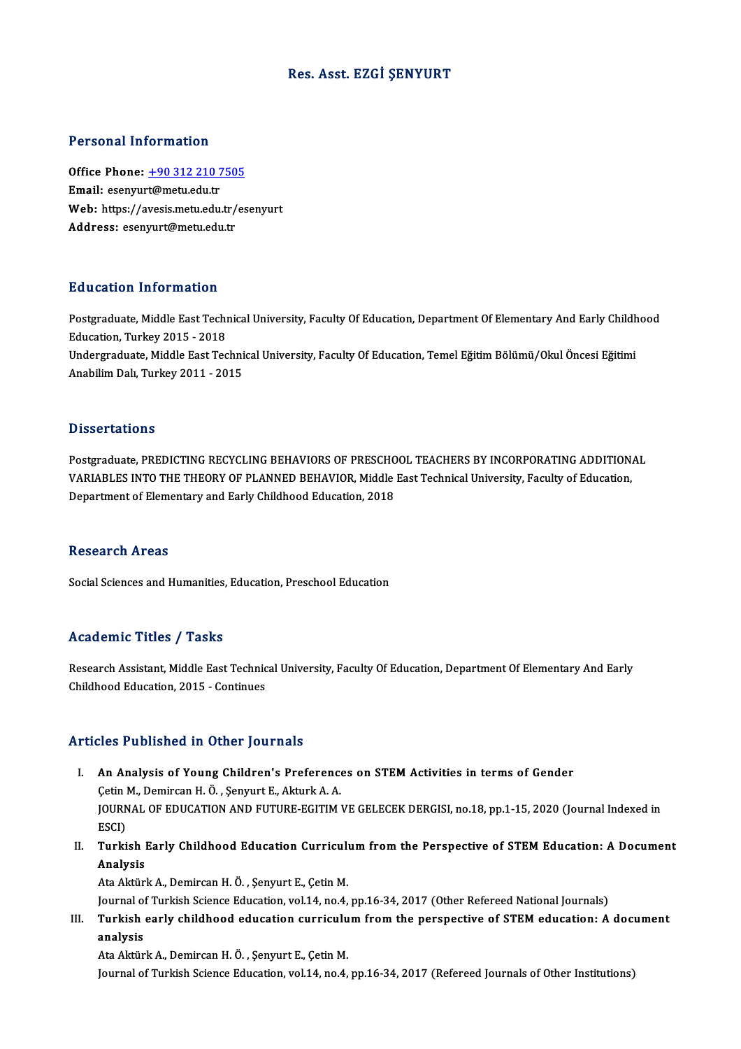# Res. Asst. EZGİ ŞENYURT

## Personal Information

**Office Phone:** +90 312 210 7505
**Email:** esenyurt@metu.edu.tr
**Web:** https://avesis.metu.edu.tr/esenyurt
**Address:** esenyurt@metu.edu.tr

## Education Information

Postgraduate, Middle East Technical University, Faculty Of Education, Department Of Elementary And Early Childhood Education, Turkey 2015 - 2018
Undergraduate, Middle East Technical University, Faculty Of Education, Temel Eğitim Bölümü/Okul Öncesi Eğitimi Anabilim Dalı, Turkey 2011 - 2015

## Dissertations

Postgraduate, PREDICTING RECYCLING BEHAVIORS OF PRESCHOOL TEACHERS BY INCORPORATING ADDITIONAL VARIABLES INTO THE THEORY OF PLANNED BEHAVIOR, Middle East Technical University, Faculty of Education, Department of Elementary and Early Childhood Education, 2018

## Research Areas

Social Sciences and Humanities, Education, Preschool Education

## Academic Titles / Tasks

Research Assistant, Middle East Technical University, Faculty Of Education, Department Of Elementary And Early Childhood Education, 2015 - Continues

## Articles Published in Other Journals

I. **An Analysis of Young Children's Preferences on STEM Activities in terms of Gender**
   Çetin M., Demircan H. Ö. , Şenyurt E., Akturk A. A.
   JOURNAL OF EDUCATION AND FUTURE-EGITIM VE GELECEK DERGISI, no.18, pp.1-15, 2020 (Journal Indexed in ESCI)

II. **Turkish Early Childhood Education Curriculum from the Perspective of STEM Education: A Document Analysis**
   Ata Aktürk A., Demircan H. Ö. , Şenyurt E., Çetin M.
   Journal of Turkish Science Education, vol.14, no.4, pp.16-34, 2017 (Other Refereed National Journals)

III. **Turkish early childhood education curriculum from the perspective of STEM education: A document analysis**
   Ata Aktürk A., Demircan H. Ö. , Şenyurt E., Çetin M.
   Journal of Turkish Science Education, vol.14, no.4, pp.16-34, 2017 (Refereed Journals of Other Institutions)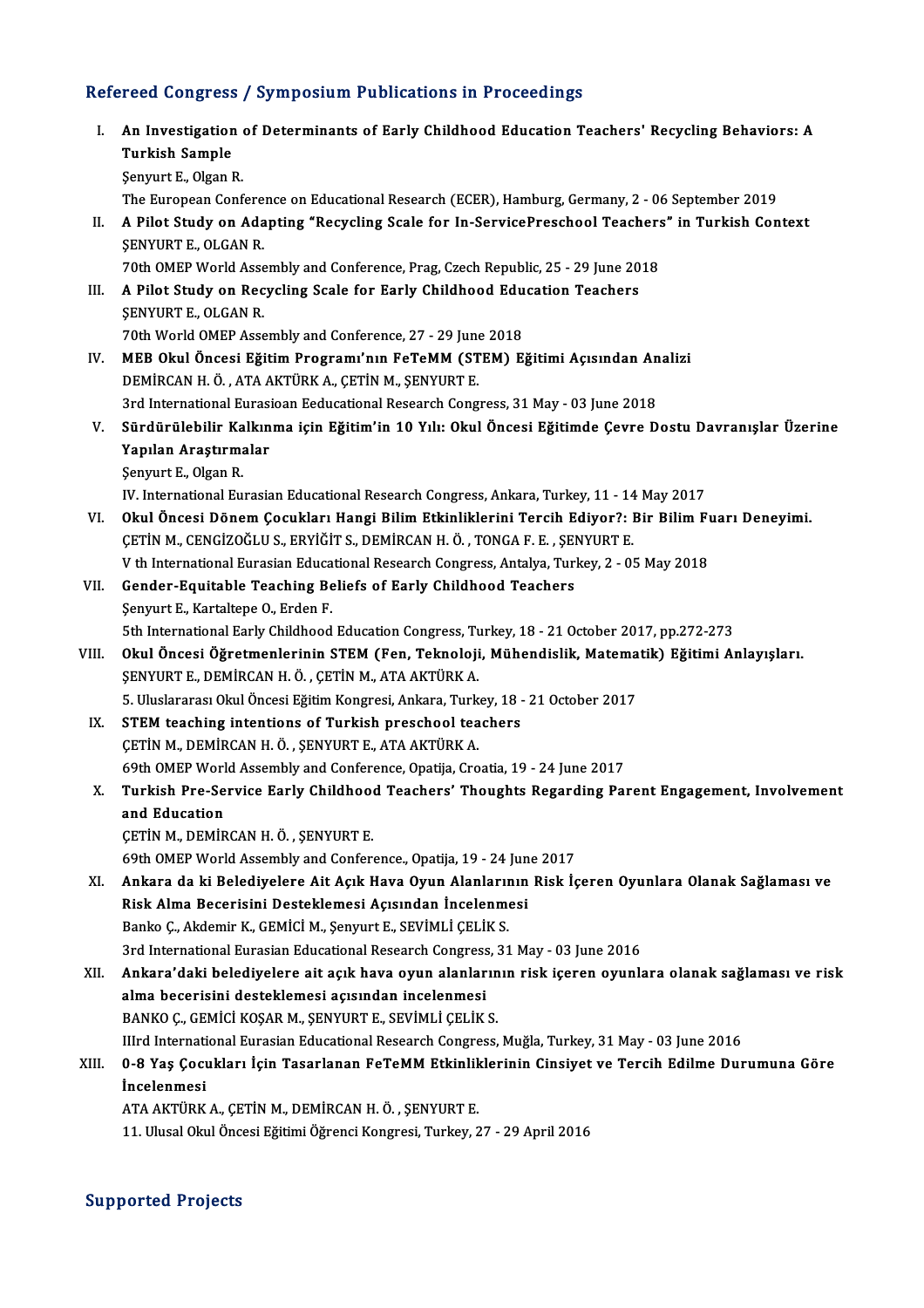## Refereed Congress / Symposium Publications in Proceedings

I. **An Investigation of Determinants of Early Childhood Education Teachers' Recycling Behaviors: A Turkish Sample**
Şenyurt E., Olgan R.
The European Conference on Educational Research (ECER), Hamburg, Germany, 2 - 06 September 2019

II. **A Pilot Study on Adapting "Recycling Scale for In-ServicePreschool Teachers" in Turkish Context**
ŞENYURT E., OLGAN R.
70th OMEP World Assembly and Conference, Prag, Czech Republic, 25 - 29 June 2018

III. **A Pilot Study on Recycling Scale for Early Childhood Education Teachers**
ŞENYURT E., OLGAN R.
70th World OMEP Assembly and Conference, 27 - 29 June 2018

IV. **MEB Okul Öncesi Eğitim Programı'nın FeTeMM (STEM) Eğitimi Açısından Analizi**
DEMİRCAN H. Ö. , ATA AKTÜRK A., ÇETİN M., ŞENYURT E.
3rd International Eurasioan Eeducational Research Congress, 31 May - 03 June 2018

V. **Sürdürülebilir Kalkınma için Eğitim'in 10 Yılı: Okul Öncesi Eğitimde Çevre Dostu Davranışlar Üzerine Yapılan Araştırmalar**
Şenyurt E., Olgan R.
IV. International Eurasian Educational Research Congress, Ankara, Turkey, 11 - 14 May 2017

VI. **Okul Öncesi Dönem Çocukları Hangi Bilim Etkinliklerini Tercih Ediyor?: Bir Bilim Fuarı Deneyimi.**
ÇETİN M., CENGİZOĞLU S., ERYİĞİT S., DEMİRCAN H. Ö. , TONGA F. E. , ŞENYURT E.
V th International Eurasian Educational Research Congress, Antalya, Turkey, 2 - 05 May 2018

VII. **Gender-Equitable Teaching Beliefs of Early Childhood Teachers**
Şenyurt E., Kartaltepe O., Erden F.
5th International Early Childhood Education Congress, Turkey, 18 - 21 October 2017, pp.272-273

VIII. **Okul Öncesi Öğretmenlerinin STEM (Fen, Teknoloji, Mühendislik, Matematik) Eğitimi Anlayışları.**
ŞENYURT E., DEMİRCAN H. Ö. , ÇETİN M., ATA AKTÜRK A.
5. Uluslararası Okul Öncesi Eğitim Kongresi, Ankara, Turkey, 18 - 21 October 2017

IX. **STEM teaching intentions of Turkish preschool teachers**
ÇETİN M., DEMİRCAN H. Ö. , ŞENYURT E., ATA AKTÜRK A.
69th OMEP World Assembly and Conference, Opatija, Croatia, 19 - 24 June 2017

X. **Turkish Pre-Service Early Childhood Teachers' Thoughts Regarding Parent Engagement, Involvement and Education**
ÇETİN M., DEMİRCAN H. Ö. , ŞENYURT E.
69th OMEP World Assembly and Conference., Opatija, 19 - 24 June 2017

XI. **Ankara da ki Belediyelere Ait Açık Hava Oyun Alanlarının Risk İçeren Oyunlara Olanak Sağlaması ve Risk Alma Becerisini Desteklemesi Açısından İncelenmesi**
Banko Ç., Akdemir K., GEMİCİ M., Şenyurt E., SEVİMLİ ÇELİK S.
3rd International Eurasian Educational Research Congress, 31 May - 03 June 2016

XII. **Ankara'daki belediyelere ait açık hava oyun alanlarının risk içeren oyunlara olanak sağlaması ve risk alma becerisini desteklemesi açısından incelenmesi**
BANKO Ç., GEMİCİ KOŞAR M., ŞENYURT E., SEVİMLİ ÇELİK S.
IIIrd International Eurasian Educational Research Congress, Muğla, Turkey, 31 May - 03 June 2016

XIII. **0-8 Yaş Çocukları İçin Tasarlanan FeTeMM Etkinliklerinin Cinsiyet ve Tercih Edilme Durumuna Göre İncelenmesi**
ATA AKTÜRK A., ÇETİN M., DEMİRCAN H. Ö. , ŞENYURT E.
11. Ulusal Okul Öncesi Eğitimi Öğrenci Kongresi, Turkey, 27 - 29 April 2016

## Supported Projects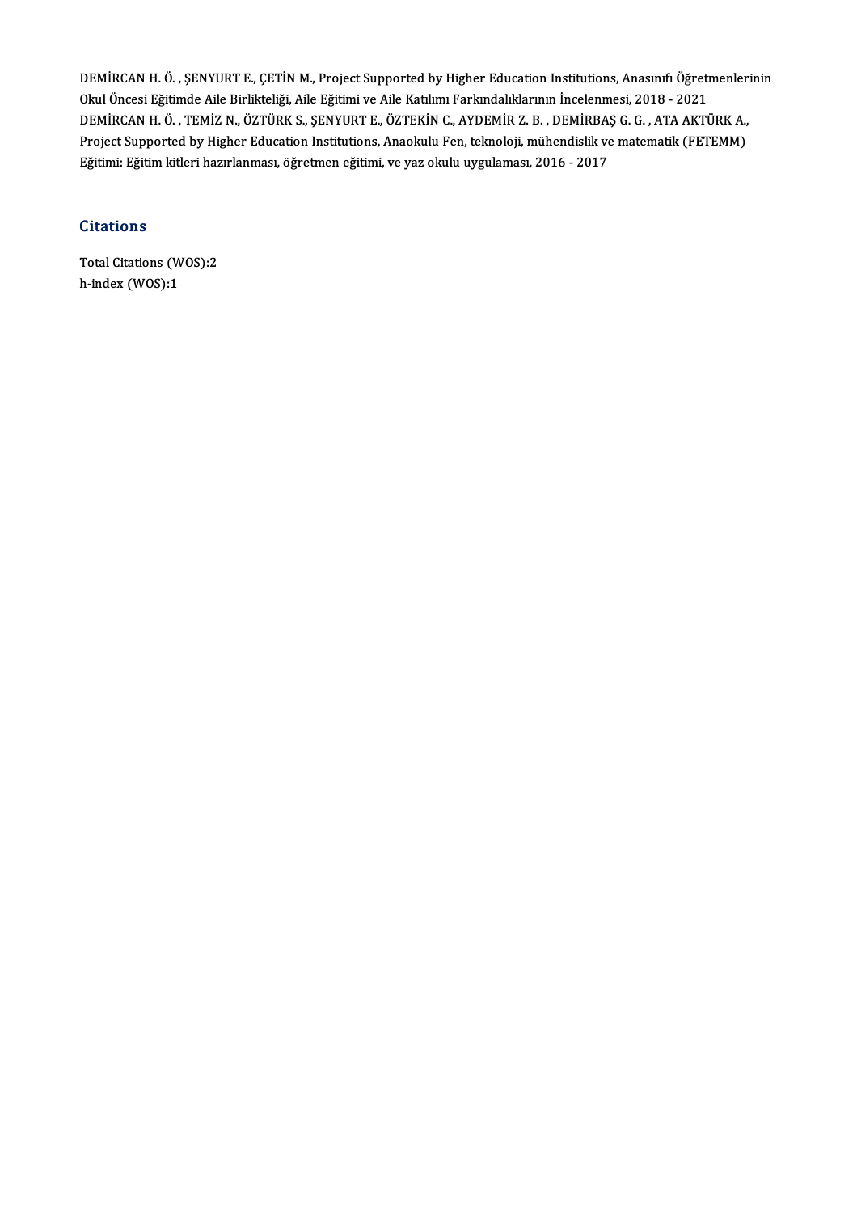DEMİRCAN H. Ö. , ŞENYURT E., ÇETİN M., Project Supported by Higher Education Institutions, Anasınıfı Öğretmenlerinin Okul Öncesi Eğitimde Aile Birlikteliği, Aile Eğitimi ve Aile Katılımı Farkındalıklarının İncelenmesi, 2018 - 2021

DEMİRCAN H. Ö. , TEMİZ N., ÖZTÜRK S., ŞENYURT E., ÖZTEKİN C., AYDEMİR Z. B. , DEMİRBAŞ G. G. , ATA AKTÜRK A., Project Supported by Higher Education Institutions, Anaokulu Fen, teknoloji, mühendislik ve matematik (FETEMM) Eğitimi: Eğitim kitleri hazırlanması, öğretmen eğitimi, ve yaz okulu uygulaması, 2016 - 2017

## Citations

Total Citations (WOS):2

h-index (WOS):1